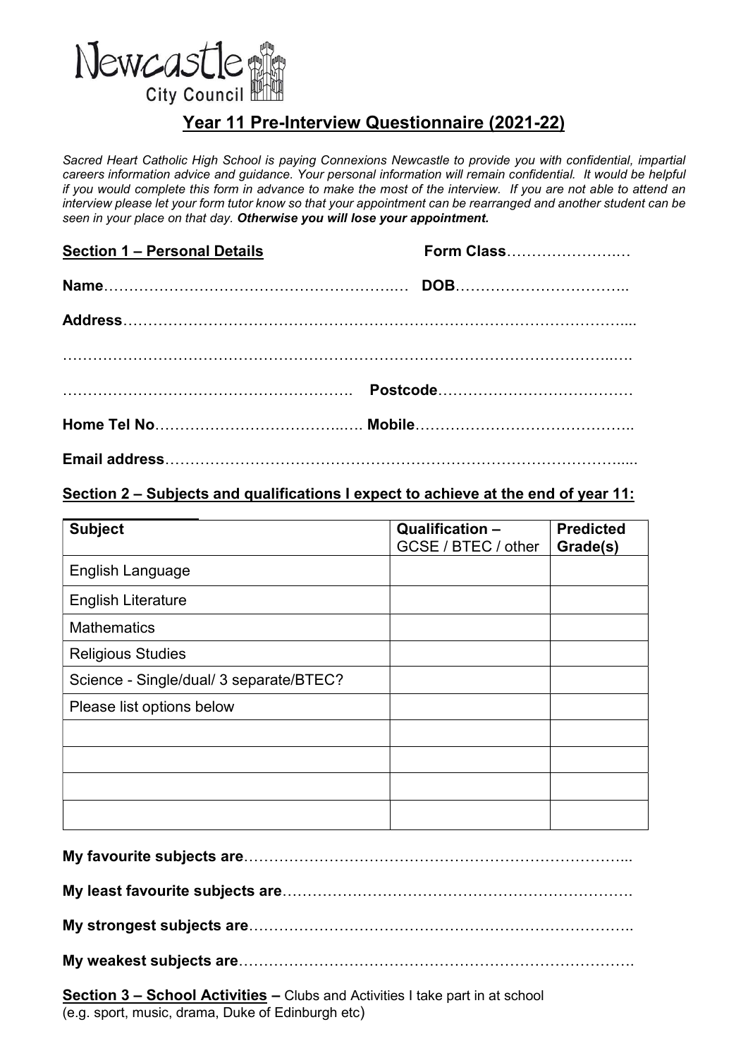Newcastle City Council

# Year 11 Pre-Interview Questionnaire (2021-22)

*Sacred Heart Catholic High School is paying Connexions Newcastle to provide you with confidential, impartial careers information advice and guidance. Your personal information will remain confidential. It would be helpful if you would complete this form in advance to make the most of the interview. If you are not able to attend an interview please let your form tutor know so that your appointment can be rearranged and another student can be seen in your place on that day.* ***Otherwise you will lose your appointment.***

**Section 1 – Personal Details** **Form Class**……………………..…

**Name**…………………………………………………….… **DOB**……………………………..

**Address**…………………………………………………………………………………………....

……………………………………………………………………………………………….….

…………………………………………………. **Postcode**…………………………………

**Home Tel No**……………………………….…. **Mobile**……………………………………..

**Email address**………………………………………………………………………………....

## Section 2 – Subjects and qualifications I expect to achieve at the end of year 11:

| **Subject** | **Qualification –** GCSE / BTEC / other | **Predicted Grade(s)** |
|---|---|---|
| English Language | | |
| English Literature | | |
| Mathematics | | |
| Religious Studies | | |
| Science - Single/dual/ 3 separate/BTEC? | | |
| Please list options below | | |
| | | |
| | | |
| | | |
| | | |

**My favourite subjects are**…………………………………………………………………...

**My least favourite subjects are**……………………………………………………………….

**My strongest subjects are**…………………………………………………………………..

**My weakest subjects are**…………………………………………………………………….

**Section 3 – School Activities –** Clubs and Activities I take part in at school (e.g. sport, music, drama, Duke of Edinburgh etc)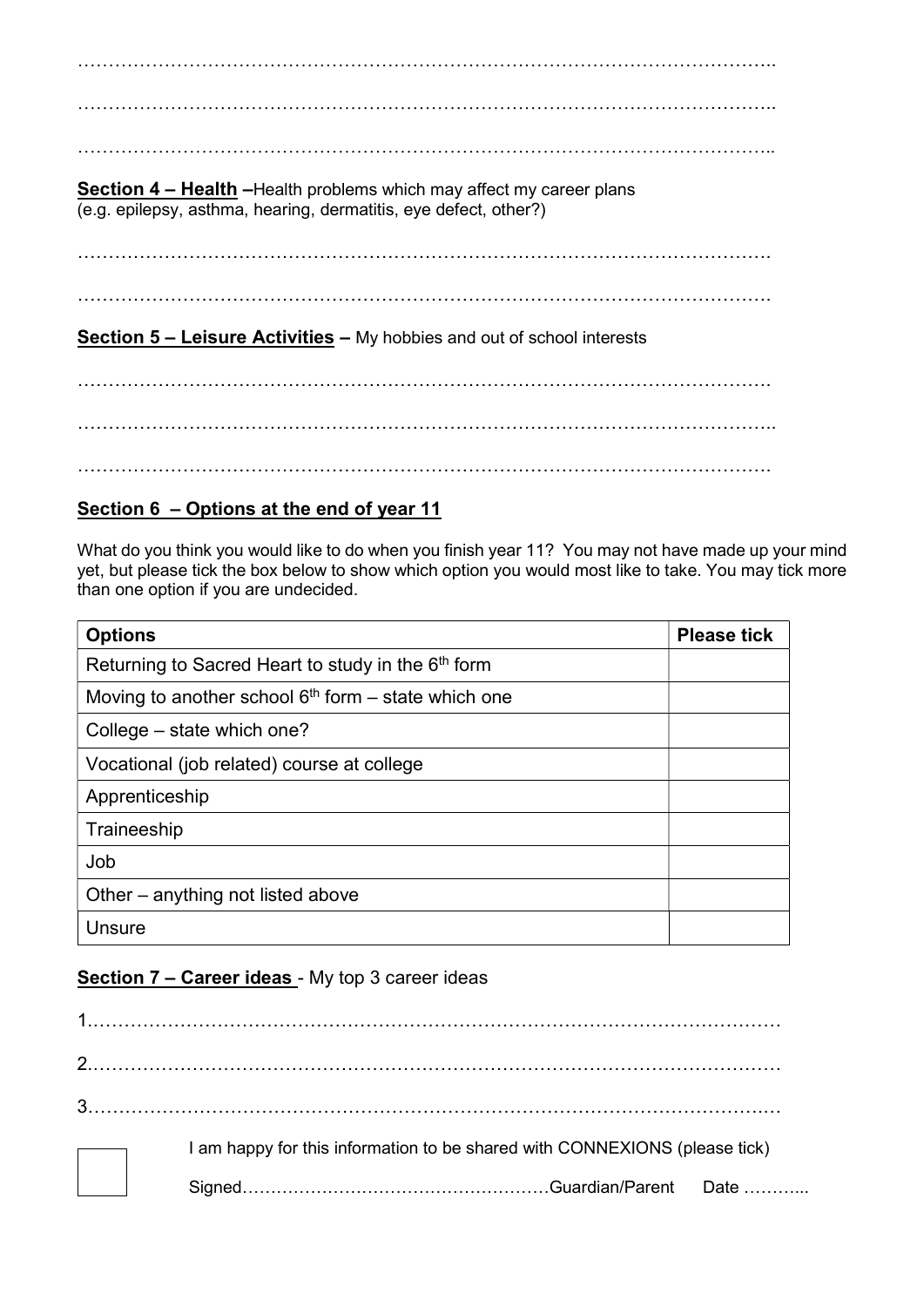……………………………………………………………………………………………….

……………………………………………………………………………………………….

……………………………………………………………………………………………….

**Section 4 – Health** –Health problems which may affect my career plans (e.g. epilepsy, asthma, hearing, dermatitis, eye defect, other?)

……………………………………………………………………………………………….

……………………………………………………………………………………………….

**Section 5 – Leisure Activities** – My hobbies and out of school interests

……………………………………………………………………………………………….

……………………………………………………………………………………………….

……………………………………………………………………………………………….

**Section 6 – Options at the end of year 11**

What do you think you would like to do when you finish year 11? You may not have made up your mind yet, but please tick the box below to show which option you would most like to take. You may tick more than one option if you are undecided.

| Options | Please tick |
|---|---|
| Returning to Sacred Heart to study in the 6th form | |
| Moving to another school 6th form – state which one | |
| College – state which one? | |
| Vocational (job related) course at college | |
| Apprenticeship | |
| Traineeship | |
| Job | |
| Other – anything not listed above | |
| Unsure | |

**Section 7 – Career ideas** - My top 3 career ideas

1……………………………………………………………………………………………….

2……………………………………………………………………………………………….

3……………………………………………………………………………………………….

☐ I am happy for this information to be shared with CONNEXIONS (please tick)

Signed……………………………………………Guardian/Parent Date ………..